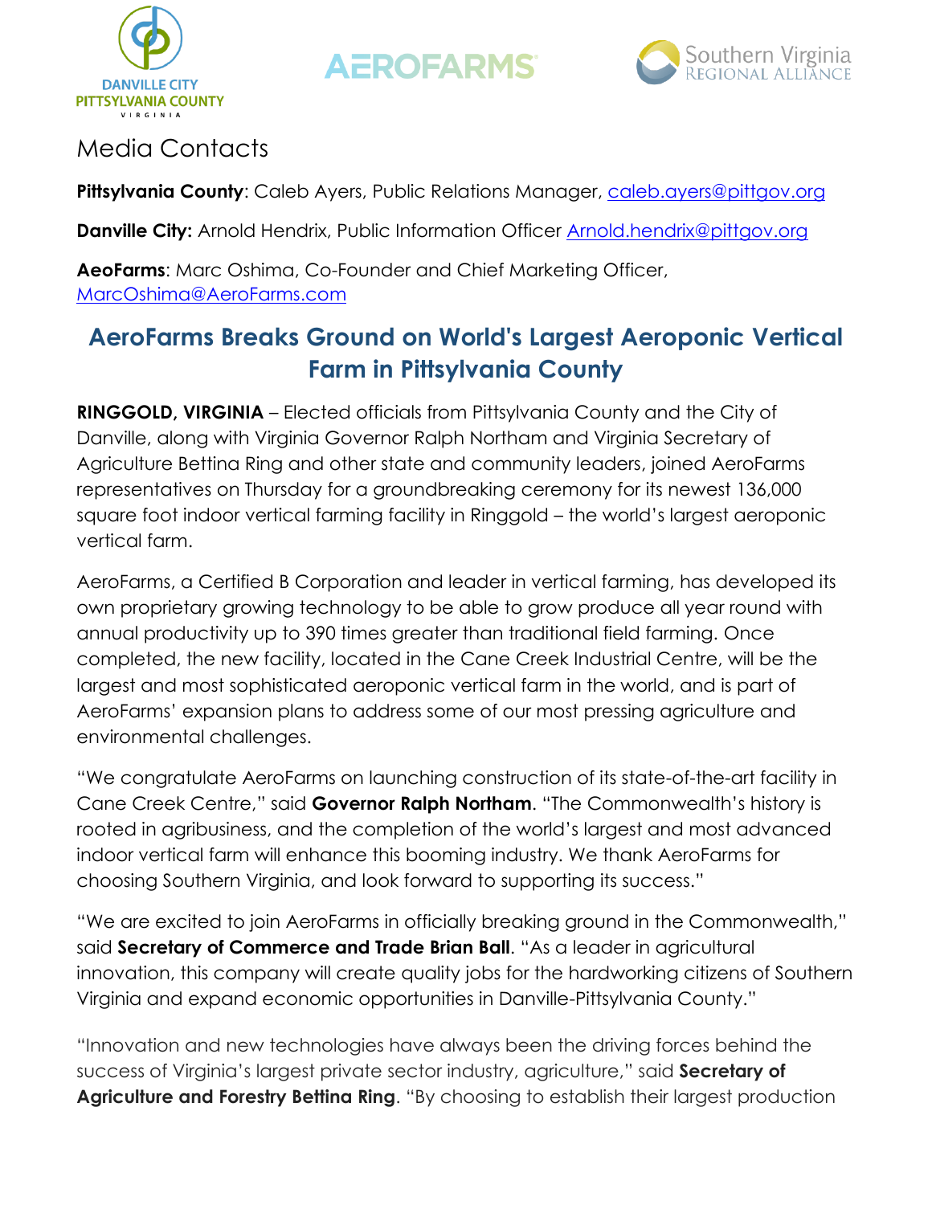# Media Contacts

**Pittsylvania County**: Caleb Ayers, Public Relations Manager, caleb.ayers@pittgov.org

**Danville City:** Arnold Hendrix, Public Information Officer Arnold.hendrix@pittgov.org

**AeoFarms**: Marc Oshima, Co-Founder and Chief Marketing Officer, MarcOshima@AeroFarms.com

## AeroFarms Breaks Ground on World's Largest Aeroponic Vertical Farm in Pittsylvania County

**RINGGOLD, VIRGINIA** – Elected officials from Pittsylvania County and the City of Danville, along with Virginia Governor Ralph Northam and Virginia Secretary of Agriculture Bettina Ring and other state and community leaders, joined AeroFarms representatives on Thursday for a groundbreaking ceremony for its newest 136,000 square foot indoor vertical farming facility in Ringgold – the world's largest aeroponic vertical farm.

AeroFarms, a Certified B Corporation and leader in vertical farming, has developed its own proprietary growing technology to be able to grow produce all year round with annual productivity up to 390 times greater than traditional field farming. Once completed, the new facility, located in the Cane Creek Industrial Centre, will be the largest and most sophisticated aeroponic vertical farm in the world, and is part of AeroFarms' expansion plans to address some of our most pressing agriculture and environmental challenges.

"We congratulate AeroFarms on launching construction of its state-of-the-art facility in Cane Creek Centre," said **Governor Ralph Northam**. "The Commonwealth's history is rooted in agribusiness, and the completion of the world's largest and most advanced indoor vertical farm will enhance this booming industry. We thank AeroFarms for choosing Southern Virginia, and look forward to supporting its success."

"We are excited to join AeroFarms in officially breaking ground in the Commonwealth," said **Secretary of Commerce and Trade Brian Ball**. "As a leader in agricultural innovation, this company will create quality jobs for the hardworking citizens of Southern Virginia and expand economic opportunities in Danville-Pittsylvania County."

"Innovation and new technologies have always been the driving forces behind the success of Virginia's largest private sector industry, agriculture," said **Secretary of Agriculture and Forestry Bettina Ring**. "By choosing to establish their largest production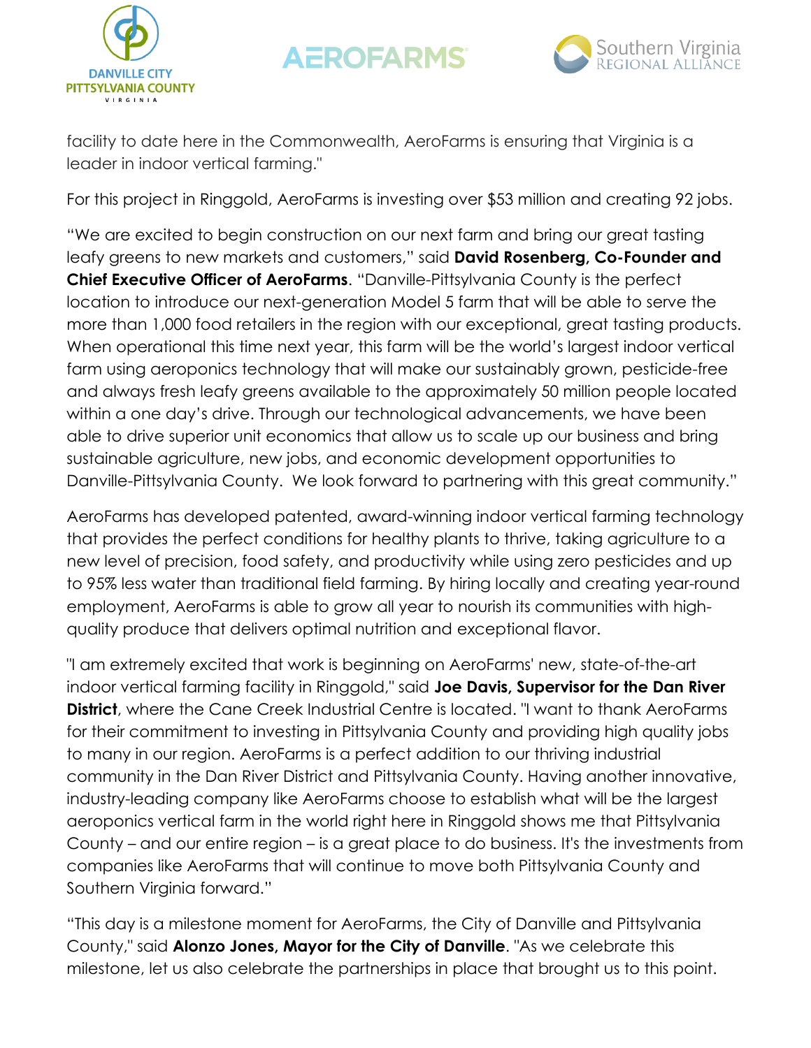facility to date here in the Commonwealth, AeroFarms is ensuring that Virginia is a leader in indoor vertical farming."

For this project in Ringgold, AeroFarms is investing over $53 million and creating 92 jobs.

"We are excited to begin construction on our next farm and bring our great tasting leafy greens to new markets and customers," said **David Rosenberg, Co-Founder and Chief Executive Officer of AeroFarms**. "Danville-Pittsylvania County is the perfect location to introduce our next-generation Model 5 farm that will be able to serve the more than 1,000 food retailers in the region with our exceptional, great tasting products. When operational this time next year, this farm will be the world's largest indoor vertical farm using aeroponics technology that will make our sustainably grown, pesticide-free and always fresh leafy greens available to the approximately 50 million people located within a one day's drive. Through our technological advancements, we have been able to drive superior unit economics that allow us to scale up our business and bring sustainable agriculture, new jobs, and economic development opportunities to Danville-Pittsylvania County. We look forward to partnering with this great community."

AeroFarms has developed patented, award-winning indoor vertical farming technology that provides the perfect conditions for healthy plants to thrive, taking agriculture to a new level of precision, food safety, and productivity while using zero pesticides and up to 95% less water than traditional field farming. By hiring locally and creating year-round employment, AeroFarms is able to grow all year to nourish its communities with high-quality produce that delivers optimal nutrition and exceptional flavor.

"I am extremely excited that work is beginning on AeroFarms' new, state-of-the-art indoor vertical farming facility in Ringgold," said **Joe Davis, Supervisor for the Dan River District**, where the Cane Creek Industrial Centre is located. "I want to thank AeroFarms for their commitment to investing in Pittsylvania County and providing high quality jobs to many in our region. AeroFarms is a perfect addition to our thriving industrial community in the Dan River District and Pittsylvania County. Having another innovative, industry-leading company like AeroFarms choose to establish what will be the largest aeroponics vertical farm in the world right here in Ringgold shows me that Pittsylvania County – and our entire region – is a great place to do business. It's the investments from companies like AeroFarms that will continue to move both Pittsylvania County and Southern Virginia forward."

"This day is a milestone moment for AeroFarms, the City of Danville and Pittsylvania County," said **Alonzo Jones, Mayor for the City of Danville**. "As we celebrate this milestone, let us also celebrate the partnerships in place that brought us to this point.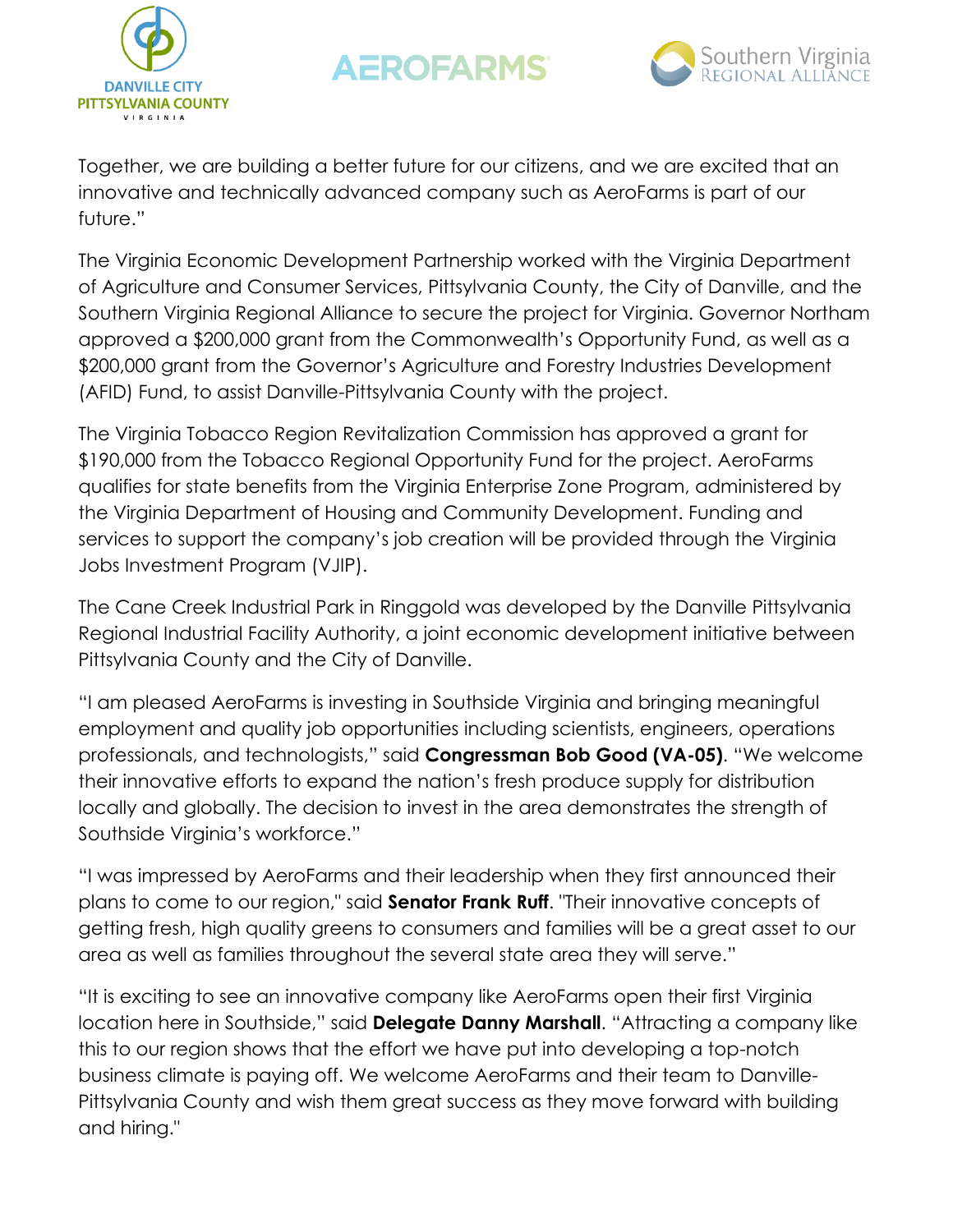Together, we are building a better future for our citizens, and we are excited that an innovative and technically advanced company such as AeroFarms is part of our future."

The Virginia Economic Development Partnership worked with the Virginia Department of Agriculture and Consumer Services, Pittsylvania County, the City of Danville, and the Southern Virginia Regional Alliance to secure the project for Virginia. Governor Northam approved a $200,000 grant from the Commonwealth's Opportunity Fund, as well as a $200,000 grant from the Governor's Agriculture and Forestry Industries Development (AFID) Fund, to assist Danville-Pittsylvania County with the project.

The Virginia Tobacco Region Revitalization Commission has approved a grant for $190,000 from the Tobacco Regional Opportunity Fund for the project. AeroFarms qualifies for state benefits from the Virginia Enterprise Zone Program, administered by the Virginia Department of Housing and Community Development. Funding and services to support the company's job creation will be provided through the Virginia Jobs Investment Program (VJIP).

The Cane Creek Industrial Park in Ringgold was developed by the Danville Pittsylvania Regional Industrial Facility Authority, a joint economic development initiative between Pittsylvania County and the City of Danville.

"I am pleased AeroFarms is investing in Southside Virginia and bringing meaningful employment and quality job opportunities including scientists, engineers, operations professionals, and technologists," said **Congressman Bob Good (VA-05)**. "We welcome their innovative efforts to expand the nation's fresh produce supply for distribution locally and globally. The decision to invest in the area demonstrates the strength of Southside Virginia's workforce."

"I was impressed by AeroFarms and their leadership when they first announced their plans to come to our region," said **Senator Frank Ruff**. "Their innovative concepts of getting fresh, high quality greens to consumers and families will be a great asset to our area as well as families throughout the several state area they will serve."

"It is exciting to see an innovative company like AeroFarms open their first Virginia location here in Southside," said **Delegate Danny Marshall**. "Attracting a company like this to our region shows that the effort we have put into developing a top-notch business climate is paying off. We welcome AeroFarms and their team to Danville-Pittsylvania County and wish them great success as they move forward with building and hiring."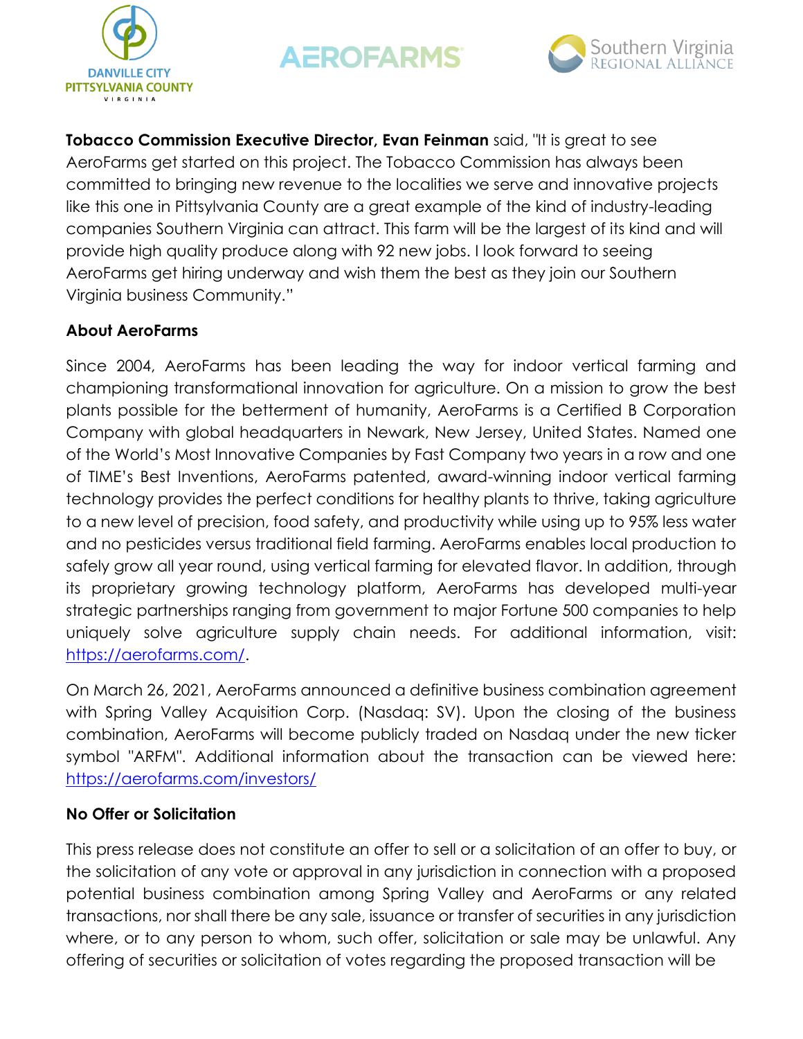**Tobacco Commission Executive Director, Evan Feinman** said, "It is great to see AeroFarms get started on this project. The Tobacco Commission has always been committed to bringing new revenue to the localities we serve and innovative projects like this one in Pittsylvania County are a great example of the kind of industry-leading companies Southern Virginia can attract. This farm will be the largest of its kind and will provide high quality produce along with 92 new jobs. I look forward to seeing AeroFarms get hiring underway and wish them the best as they join our Southern Virginia business Community."

**About AeroFarms**

Since 2004, AeroFarms has been leading the way for indoor vertical farming and championing transformational innovation for agriculture. On a mission to grow the best plants possible for the betterment of humanity, AeroFarms is a Certified B Corporation Company with global headquarters in Newark, New Jersey, United States. Named one of the World's Most Innovative Companies by Fast Company two years in a row and one of TIME's Best Inventions, AeroFarms patented, award-winning indoor vertical farming technology provides the perfect conditions for healthy plants to thrive, taking agriculture to a new level of precision, food safety, and productivity while using up to 95% less water and no pesticides versus traditional field farming. AeroFarms enables local production to safely grow all year round, using vertical farming for elevated flavor. In addition, through its proprietary growing technology platform, AeroFarms has developed multi-year strategic partnerships ranging from government to major Fortune 500 companies to help uniquely solve agriculture supply chain needs. For additional information, visit: https://aerofarms.com/.

On March 26, 2021, AeroFarms announced a definitive business combination agreement with Spring Valley Acquisition Corp. (Nasdaq: SV). Upon the closing of the business combination, AeroFarms will become publicly traded on Nasdaq under the new ticker symbol "ARFM". Additional information about the transaction can be viewed here: https://aerofarms.com/investors/

**No Offer or Solicitation**

This press release does not constitute an offer to sell or a solicitation of an offer to buy, or the solicitation of any vote or approval in any jurisdiction in connection with a proposed potential business combination among Spring Valley and AeroFarms or any related transactions, nor shall there be any sale, issuance or transfer of securities in any jurisdiction where, or to any person to whom, such offer, solicitation or sale may be unlawful. Any offering of securities or solicitation of votes regarding the proposed transaction will be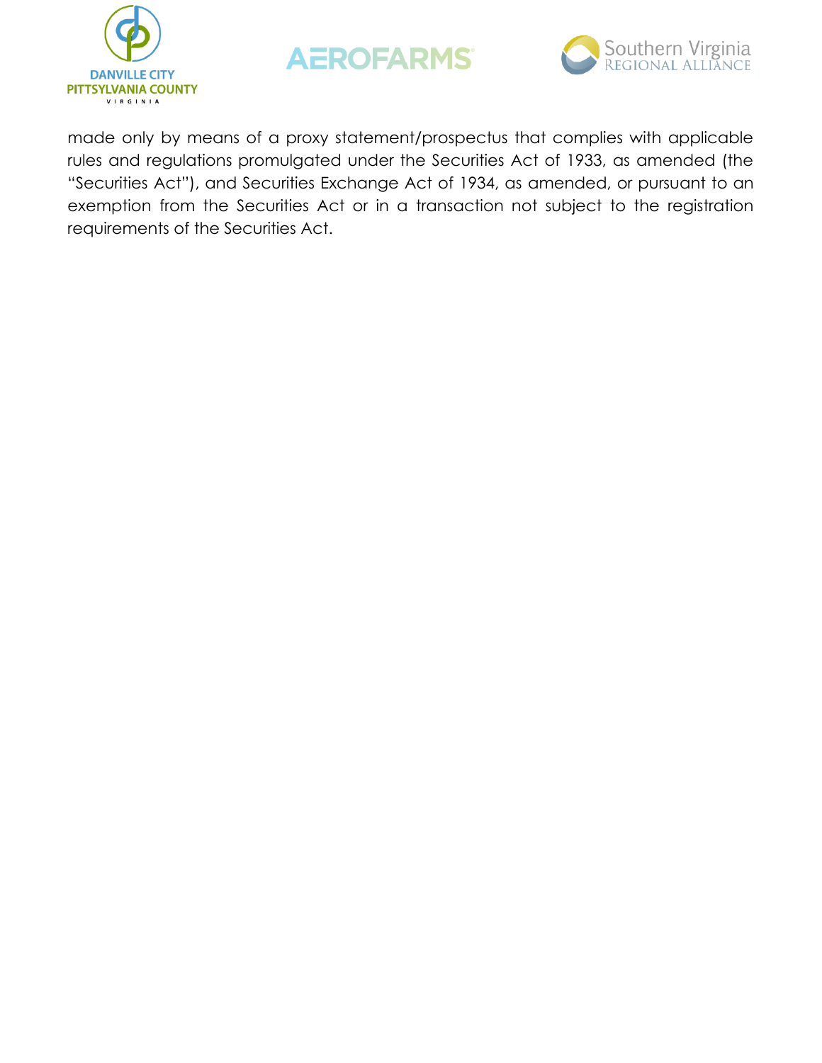made only by means of a proxy statement/prospectus that complies with applicable rules and regulations promulgated under the Securities Act of 1933, as amended (the "Securities Act"), and Securities Exchange Act of 1934, as amended, or pursuant to an exemption from the Securities Act or in a transaction not subject to the registration requirements of the Securities Act.